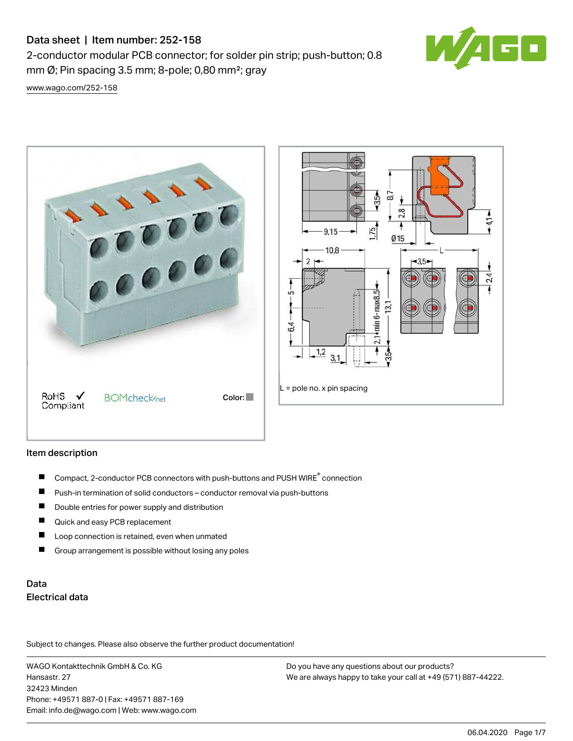# Data sheet | Item number: 252-158

2-conductor modular PCB connector; for solder pin strip; push-button; 0.8 mm Ø; Pin spacing 3.5 mm; 8-pole; 0,80 mm²; gray

www.wago.com/252-158

RoHS ✓ Compliant

BOMcheck.net

Color:

L = pole no. x pin spacing

## Item description

- Compact, 2-conductor PCB connectors with push-buttons and PUSH WIRE® connection
- Push-in termination of solid conductors – conductor removal via push-buttons
- Double entries for power supply and distribution
- Quick and easy PCB replacement
- Loop connection is retained, even when unmated
- Group arrangement is possible without losing any poles

## Data

### Electrical data

Subject to changes. Please also observe the further product documentation!

WAGO Kontakttechnik GmbH & Co. KG
Hansastr. 27
32423 Minden
Phone: +49571 887-0 | Fax: +49571 887-169
Email: info.de@wago.com | Web: www.wago.com

Do you have any questions about our products?
We are always happy to take your call at +49 (571) 887-44222.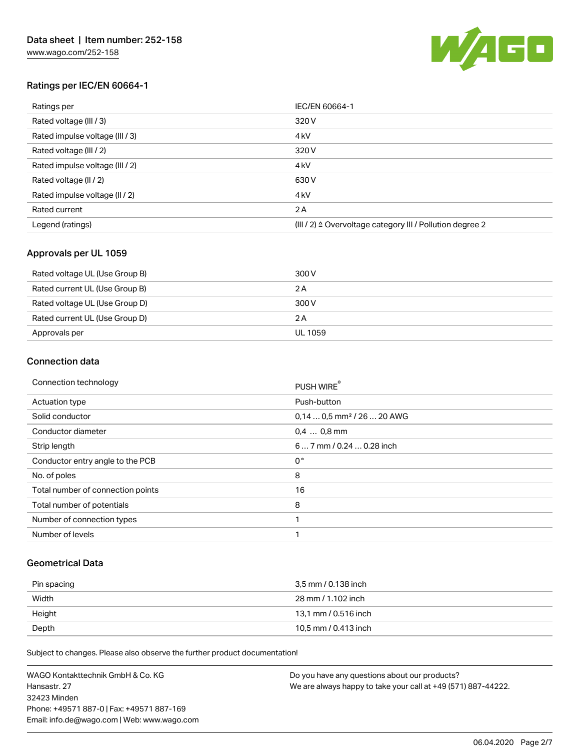## Ratings per IEC/EN 60664-1

| | |
|---|---|
| Ratings per | IEC/EN 60664-1 |
| Rated voltage (III / 3) | 320 V |
| Rated impulse voltage (III / 3) | 4 kV |
| Rated voltage (III / 2) | 320 V |
| Rated impulse voltage (III / 2) | 4 kV |
| Rated voltage (II / 2) | 630 V |
| Rated impulse voltage (II / 2) | 4 kV |
| Rated current | 2 A |
| Legend (ratings) | (III / 2) ≙ Overvoltage category III / Pollution degree 2 |

## Approvals per UL 1059

| | |
|---|---|
| Rated voltage UL (Use Group B) | 300 V |
| Rated current UL (Use Group B) | 2 A |
| Rated voltage UL (Use Group D) | 300 V |
| Rated current UL (Use Group D) | 2 A |
| Approvals per | UL 1059 |

## Connection data

| | |
|---|---|
| Connection technology | PUSH WIRE® |
| Actuation type | Push-button |
| Solid conductor | 0,14 … 0,5 mm² / 26 … 20 AWG |
| Conductor diameter | 0,4 … 0,8 mm |
| Strip length | 6 … 7 mm / 0.24 … 0.28 inch |
| Conductor entry angle to the PCB | 0 ° |
| No. of poles | 8 |
| Total number of connection points | 16 |
| Total number of potentials | 8 |
| Number of connection types | 1 |
| Number of levels | 1 |

## Geometrical Data

| | |
|---|---|
| Pin spacing | 3,5 mm / 0.138 inch |
| Width | 28 mm / 1.102 inch |
| Height | 13,1 mm / 0.516 inch |
| Depth | 10,5 mm / 0.413 inch |

Subject to changes. Please also observe the further product documentation!

WAGO Kontakttechnik GmbH & Co. KG
Hansastr. 27
32423 Minden
Phone: +49571 887-0 | Fax: +49571 887-169
Email: info.de@wago.com | Web: www.wago.com

Do you have any questions about our products?
We are always happy to take your call at +49 (571) 887-44222.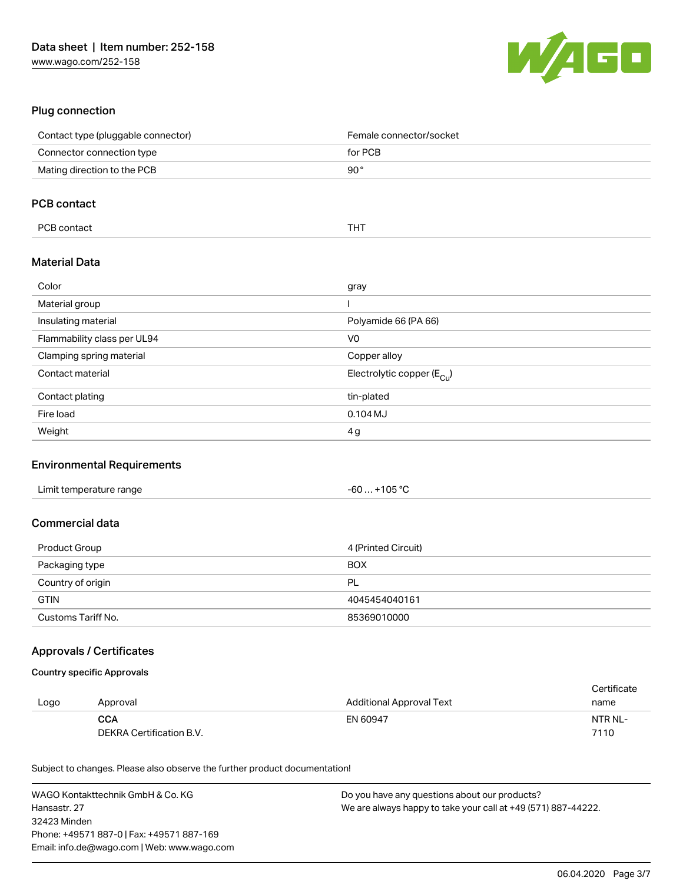## Plug connection

| | |
|---|---|
| Contact type (pluggable connector) | Female connector/socket |
| Connector connection type | for PCB |
| Mating direction to the PCB | 90 ° |

## PCB contact

| | |
|---|---|
| PCB contact | THT |

## Material Data

| | |
|---|---|
| Color | gray |
| Material group | I |
| Insulating material | Polyamide 66 (PA 66) |
| Flammability class per UL94 | V0 |
| Clamping spring material | Copper alloy |
| Contact material | Electrolytic copper ($E_{Cu}$) |
| Contact plating | tin-plated |
| Fire load | 0.104 MJ |
| Weight | 4 g |

## Environmental Requirements

| | |
|---|---|
| Limit temperature range | -60 … +105 °C |

## Commercial data

| | |
|---|---|
| Product Group | 4 (Printed Circuit) |
| Packaging type | BOX |
| Country of origin | PL |
| GTIN | 4045454040161 |
| Customs Tariff No. | 85369010000 |

## Approvals / Certificates

### Country specific Approvals

| Logo | Approval | Additional Approval Text | Certificate name |
|---|---|---|---|
| | **CCA** DEKRA Certification B.V. | EN 60947 | NTR NL-7110 |

Subject to changes. Please also observe the further product documentation!

WAGO Kontakttechnik GmbH & Co. KG
Hansastr. 27
32423 Minden
Phone: +49571 887-0 | Fax: +49571 887-169
Email: info.de@wago.com | Web: www.wago.com

Do you have any questions about our products?
We are always happy to take your call at +49 (571) 887-44222.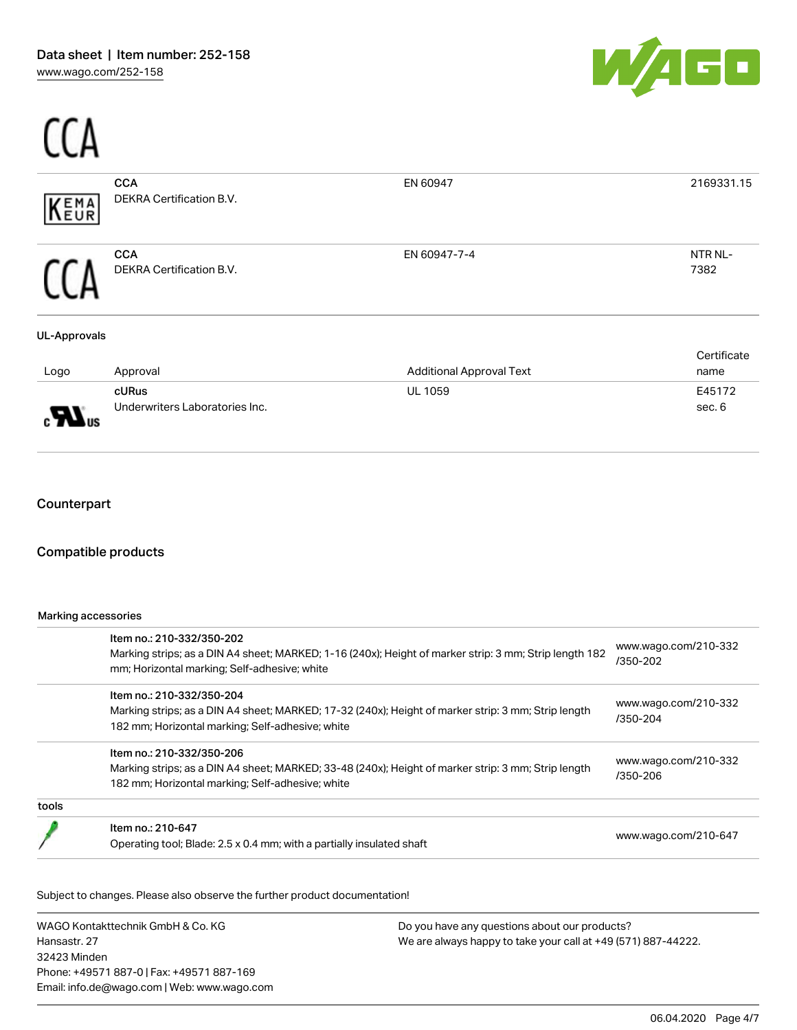CCA

| | | | |
|---|---|---|---|
| KEMA EUR | **CCA**<br>DEKRA Certification B.V. | EN 60947 | 2169331.15 |
| CCA | **CCA**<br>DEKRA Certification B.V. | EN 60947-7-4 | NTR NL-7382 |

**UL-Approvals**

| Logo | Approval | Additional Approval Text | Certificate name |
|---|---|---|---|
| cURus | **cURus**<br>Underwriters Laboratories Inc. | UL 1059 | E45172 sec. 6 |

## Counterpart

## Compatible products

Marking accessories

| | | |
|---|---|---|
| | Item no.: 210-332/350-202<br>Marking strips; as a DIN A4 sheet; MARKED; 1-16 (240x); Height of marker strip: 3 mm; Strip length 182 mm; Horizontal marking; Self-adhesive; white | www.wago.com/210-332/350-202 |
| | Item no.: 210-332/350-204<br>Marking strips; as a DIN A4 sheet; MARKED; 17-32 (240x); Height of marker strip: 3 mm; Strip length 182 mm; Horizontal marking; Self-adhesive; white | www.wago.com/210-332/350-204 |
| | Item no.: 210-332/350-206<br>Marking strips; as a DIN A4 sheet; MARKED; 33-48 (240x); Height of marker strip: 3 mm; Strip length 182 mm; Horizontal marking; Self-adhesive; white | www.wago.com/210-332/350-206 |

tools

| | | |
|---|---|---|
| | Item no.: 210-647<br>Operating tool; Blade: 2.5 x 0.4 mm; with a partially insulated shaft | www.wago.com/210-647 |

Subject to changes. Please also observe the further product documentation!

WAGO Kontakttechnik GmbH & Co. KG
Hansastr. 27
32423 Minden
Phone: +49571 887-0 | Fax: +49571 887-169
Email: info.de@wago.com | Web: www.wago.com

Do you have any questions about our products?
We are always happy to take your call at +49 (571) 887-44222.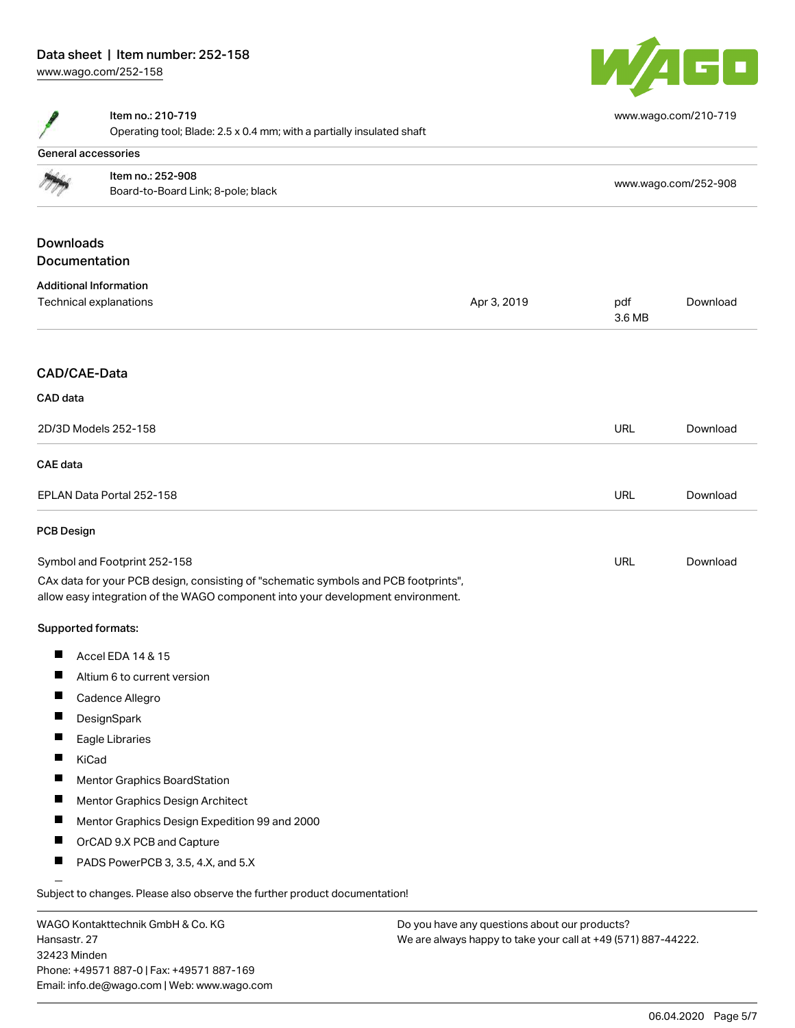| | | |
|---|---|---|
| Item no.: 210-719<br>Operating tool; Blade: 2.5 x 0.4 mm; with a partially insulated shaft | | www.wago.com/210-719 |

**General accessories**

| | | |
|---|---|---|
| Item no.: 252-908<br>Board-to-Board Link; 8-pole; black | | www.wago.com/252-908 |

## Downloads
## Documentation

### Additional Information

| | | | |
|---|---|---|---|
| Technical explanations | Apr 3, 2019 | pdf<br>3.6 MB | Download |

## CAD/CAE-Data

### CAD data

| | | |
|---|---|---|
| 2D/3D Models 252-158 | URL | Download |

### CAE data

| | | |
|---|---|---|
| EPLAN Data Portal 252-158 | URL | Download |

### PCB Design

| | | |
|---|---|---|
| Symbol and Footprint 252-158 | URL | Download |

CAx data for your PCB design, consisting of "schematic symbols and PCB footprints", allow easy integration of the WAGO component into your development environment.

**Supported formats:**

- Accel EDA 14 & 15
- Altium 6 to current version
- Cadence Allegro
- DesignSpark
- Eagle Libraries
- KiCad
- Mentor Graphics BoardStation
- Mentor Graphics Design Architect
- Mentor Graphics Design Expedition 99 and 2000
- OrCAD 9.X PCB and Capture
- PADS PowerPCB 3, 3.5, 4.X, and 5.X

Subject to changes. Please also observe the further product documentation!

WAGO Kontakttechnik GmbH & Co. KG
Hansastr. 27
32423 Minden
Phone: +49571 887-0 | Fax: +49571 887-169
Email: info.de@wago.com | Web: www.wago.com

Do you have any questions about our products?
We are always happy to take your call at +49 (571) 887-44222.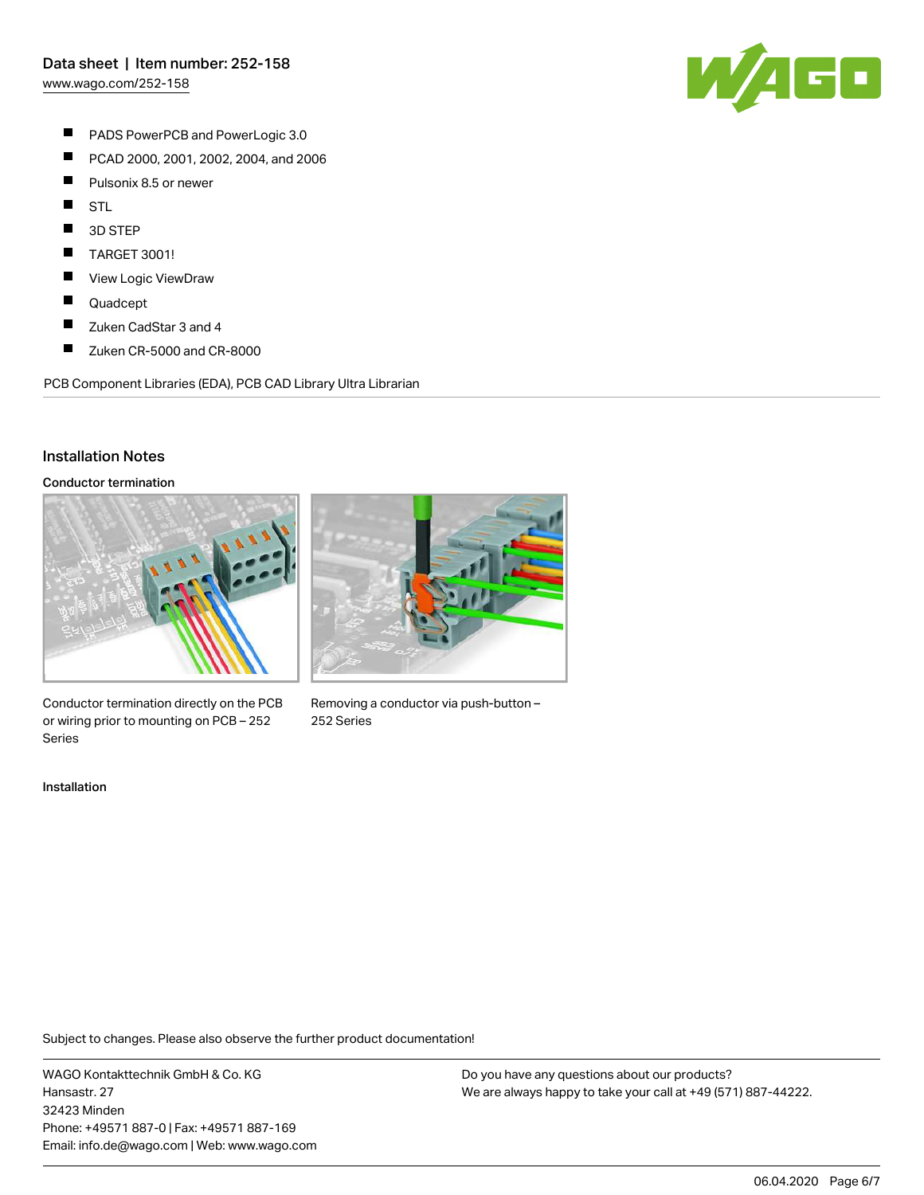- PADS PowerPCB and PowerLogic 3.0
- PCAD 2000, 2001, 2002, 2004, and 2006
- Pulsonix 8.5 or newer
- STL
- 3D STEP
- TARGET 3001!
- View Logic ViewDraw
- Quadcept
- Zuken CadStar 3 and 4
- Zuken CR-5000 and CR-8000

PCB Component Libraries (EDA), PCB CAD Library Ultra Librarian

## Installation Notes

### Conductor termination

Conductor termination directly on the PCB or wiring prior to mounting on PCB – 252 Series

Removing a conductor via push-button – 252 Series

### Installation

Subject to changes. Please also observe the further product documentation!

WAGO Kontakttechnik GmbH & Co. KG
Hansastr. 27
32423 Minden
Phone: +49571 887-0 | Fax: +49571 887-169
Email: info.de@wago.com | Web: www.wago.com

Do you have any questions about our products?
We are always happy to take your call at +49 (571) 887-44222.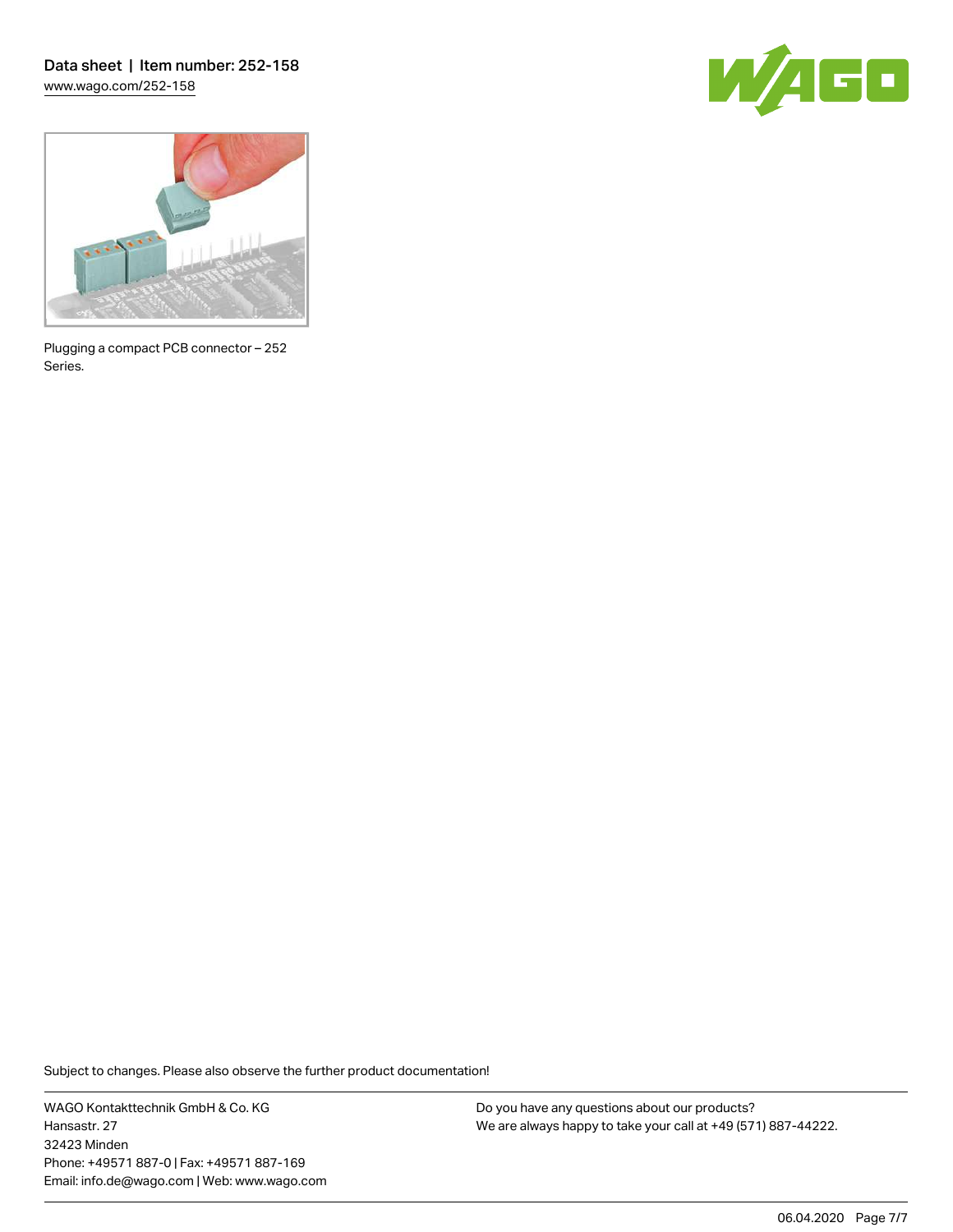Plugging a compact PCB connector – 252 Series.

Subject to changes. Please also observe the further product documentation!

WAGO Kontakttechnik GmbH & Co. KG
Hansastr. 27
32423 Minden
Phone: +49571 887-0 | Fax: +49571 887-169
Email: info.de@wago.com | Web: www.wago.com

Do you have any questions about our products?
We are always happy to take your call at +49 (571) 887-44222.